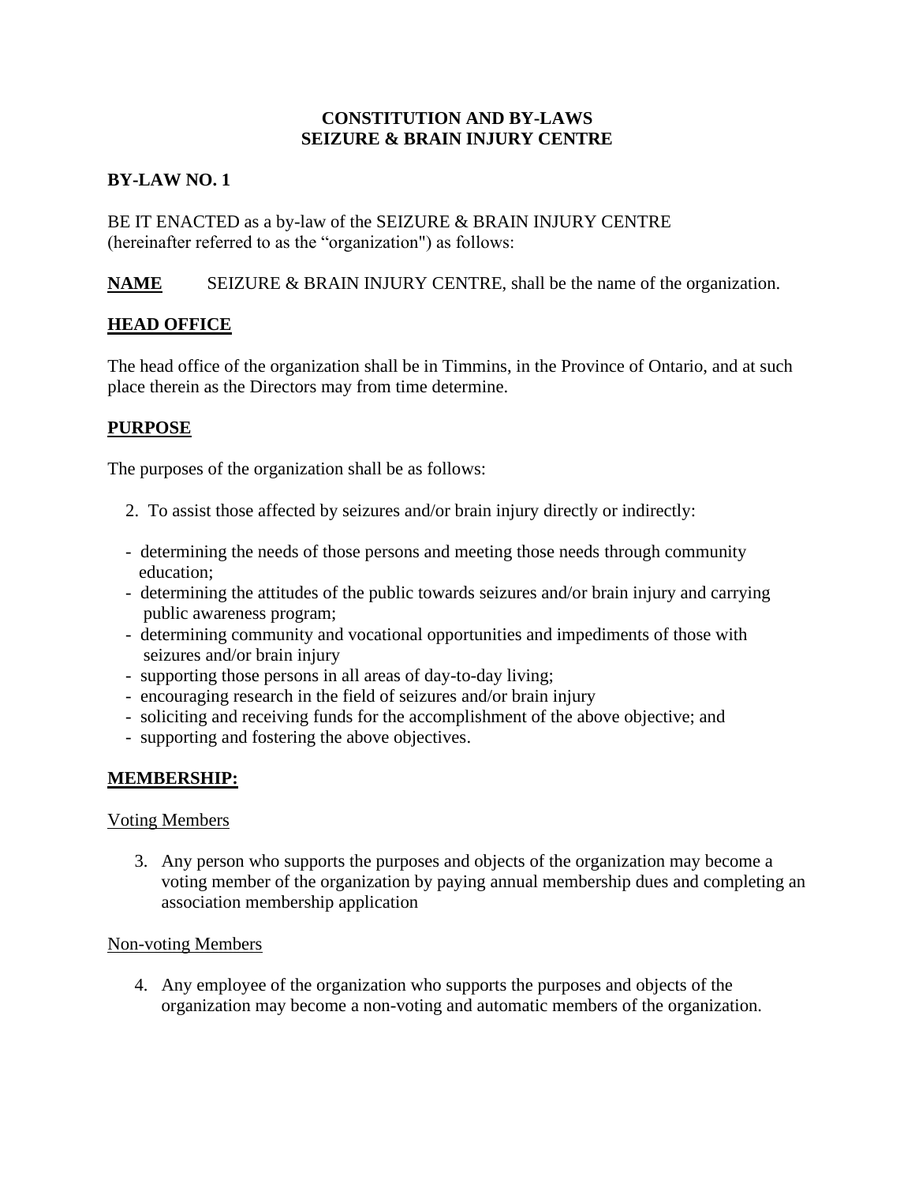**CONSTITUTION AND BY-LAWS**
**SEIZURE & BRAIN INJURY CENTRE**

**BY-LAW NO. 1**

BE IT ENACTED as a by-law of the SEIZURE & BRAIN INJURY CENTRE (hereinafter referred to as the "organization") as follows:

**NAME** SEIZURE & BRAIN INJURY CENTRE, shall be the name of the organization.

## HEAD OFFICE

The head office of the organization shall be in Timmins, in the Province of Ontario, and at such place therein as the Directors may from time determine.

## PURPOSE

The purposes of the organization shall be as follows:

2. To assist those affected by seizures and/or brain injury directly or indirectly:

- determining the needs of those persons and meeting those needs through community education;
- determining the attitudes of the public towards seizures and/or brain injury and carrying public awareness program;
- determining community and vocational opportunities and impediments of those with seizures and/or brain injury
- supporting those persons in all areas of day-to-day living;
- encouraging research in the field of seizures and/or brain injury
- soliciting and receiving funds for the accomplishment of the above objective; and
- supporting and fostering the above objectives.

## MEMBERSHIP:

Voting Members

3. Any person who supports the purposes and objects of the organization may become a voting member of the organization by paying annual membership dues and completing an association membership application

Non-voting Members

4. Any employee of the organization who supports the purposes and objects of the organization may become a non-voting and automatic members of the organization.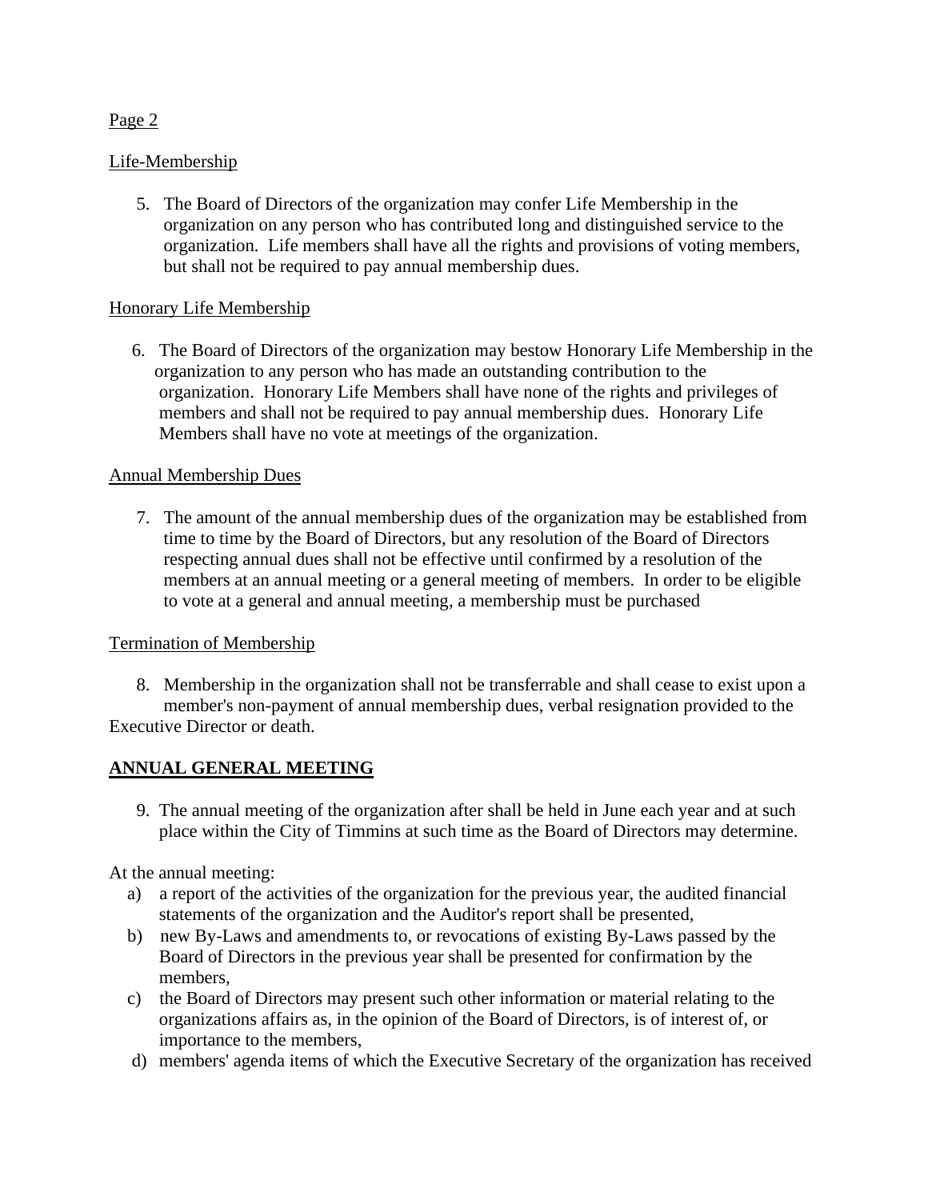Life-Membership

5. The Board of Directors of the organization may confer Life Membership in the organization on any person who has contributed long and distinguished service to the organization. Life members shall have all the rights and provisions of voting members, but shall not be required to pay annual membership dues.

Honorary Life Membership

6. The Board of Directors of the organization may bestow Honorary Life Membership in the organization to any person who has made an outstanding contribution to the organization. Honorary Life Members shall have none of the rights and privileges of members and shall not be required to pay annual membership dues. Honorary Life Members shall have no vote at meetings of the organization.

Annual Membership Dues

7. The amount of the annual membership dues of the organization may be established from time to time by the Board of Directors, but any resolution of the Board of Directors respecting annual dues shall not be effective until confirmed by a resolution of the members at an annual meeting or a general meeting of members. In order to be eligible to vote at a general and annual meeting, a membership must be purchased

Termination of Membership

8. Membership in the organization shall not be transferrable and shall cease to exist upon a member's non-payment of annual membership dues, verbal resignation provided to the Executive Director or death.

## ANNUAL GENERAL MEETING

9. The annual meeting of the organization after shall be held in June each year and at such place within the City of Timmins at such time as the Board of Directors may determine.

At the annual meeting:

a) a report of the activities of the organization for the previous year, the audited financial statements of the organization and the Auditor's report shall be presented,
b) new By-Laws and amendments to, or revocations of existing By-Laws passed by the Board of Directors in the previous year shall be presented for confirmation by the members,
c) the Board of Directors may present such other information or material relating to the organizations affairs as, in the opinion of the Board of Directors, is of interest of, or importance to the members,
d) members' agenda items of which the Executive Secretary of the organization has received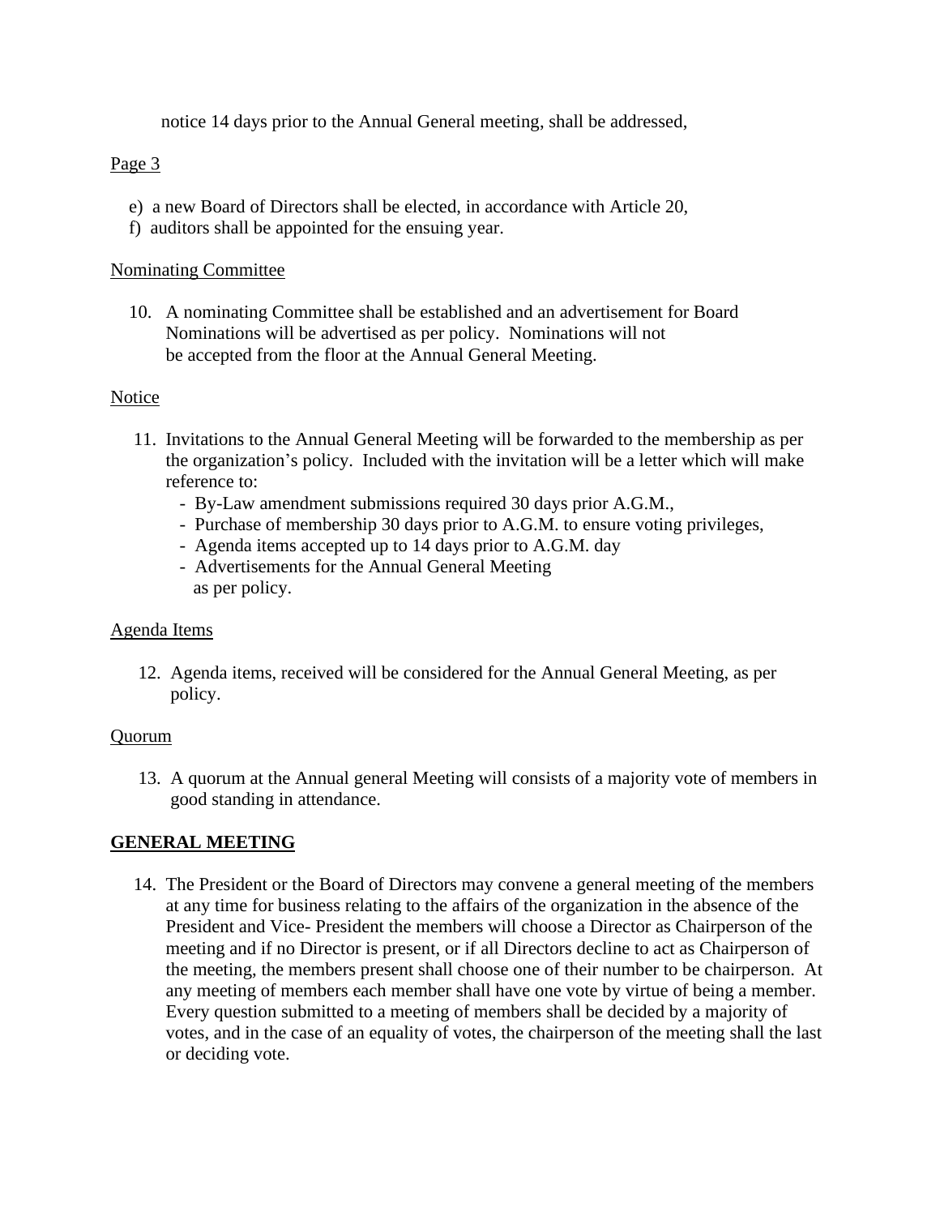notice 14 days prior to the Annual General meeting, shall be addressed,

Page 3

e) a new Board of Directors shall be elected, in accordance with Article 20,
f) auditors shall be appointed for the ensuing year.

Nominating Committee

10. A nominating Committee shall be established and an advertisement for Board Nominations will be advertised as per policy. Nominations will not be accepted from the floor at the Annual General Meeting.

Notice

11. Invitations to the Annual General Meeting will be forwarded to the membership as per the organization's policy. Included with the invitation will be a letter which will make reference to:
    - By-Law amendment submissions required 30 days prior A.G.M.,
    - Purchase of membership 30 days prior to A.G.M. to ensure voting privileges,
    - Agenda items accepted up to 14 days prior to A.G.M. day
    - Advertisements for the Annual General Meeting as per policy.

Agenda Items

12. Agenda items, received will be considered for the Annual General Meeting, as per policy.

Quorum

13. A quorum at the Annual general Meeting will consists of a majority vote of members in good standing in attendance.

## GENERAL MEETING

14. The President or the Board of Directors may convene a general meeting of the members at any time for business relating to the affairs of the organization in the absence of the President and Vice- President the members will choose a Director as Chairperson of the meeting and if no Director is present, or if all Directors decline to act as Chairperson of the meeting, the members present shall choose one of their number to be chairperson. At any meeting of members each member shall have one vote by virtue of being a member. Every question submitted to a meeting of members shall be decided by a majority of votes, and in the case of an equality of votes, the chairperson of the meeting shall the last or deciding vote.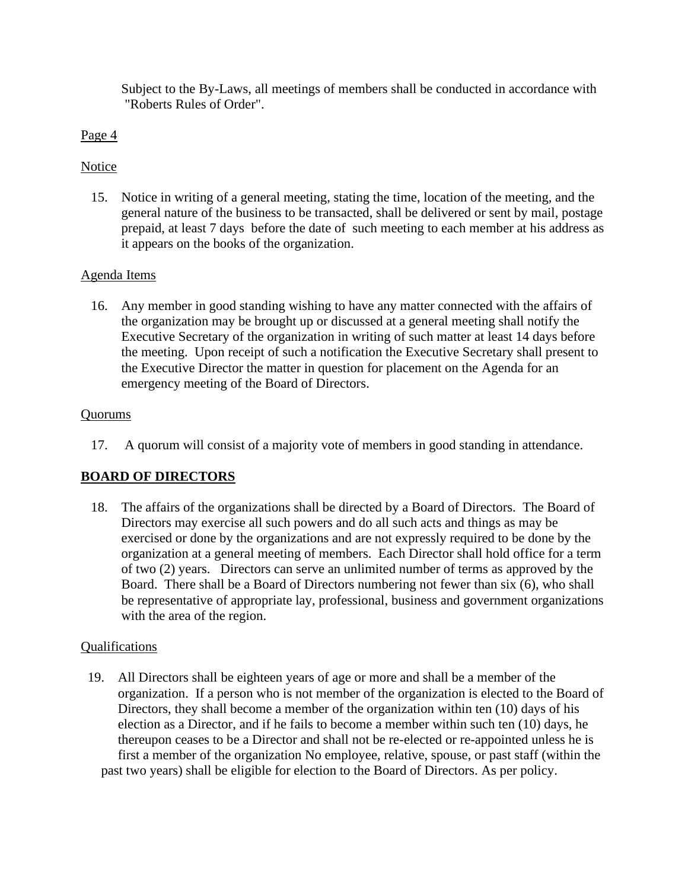Subject to the By-Laws, all meetings of members shall be conducted in accordance with "Roberts Rules of Order".

Page 4

Notice

15. Notice in writing of a general meeting, stating the time, location of the meeting, and the general nature of the business to be transacted, shall be delivered or sent by mail, postage prepaid, at least 7 days before the date of such meeting to each member at his address as it appears on the books of the organization.

Agenda Items

16. Any member in good standing wishing to have any matter connected with the affairs of the organization may be brought up or discussed at a general meeting shall notify the Executive Secretary of the organization in writing of such matter at least 14 days before the meeting. Upon receipt of such a notification the Executive Secretary shall present to the Executive Director the matter in question for placement on the Agenda for an emergency meeting of the Board of Directors.

Quorums

17. A quorum will consist of a majority vote of members in good standing in attendance.

## BOARD OF DIRECTORS

18. The affairs of the organizations shall be directed by a Board of Directors. The Board of Directors may exercise all such powers and do all such acts and things as may be exercised or done by the organizations and are not expressly required to be done by the organization at a general meeting of members. Each Director shall hold office for a term of two (2) years. Directors can serve an unlimited number of terms as approved by the Board. There shall be a Board of Directors numbering not fewer than six (6), who shall be representative of appropriate lay, professional, business and government organizations with the area of the region.

Qualifications

19. All Directors shall be eighteen years of age or more and shall be a member of the organization. If a person who is not member of the organization is elected to the Board of Directors, they shall become a member of the organization within ten (10) days of his election as a Director, and if he fails to become a member within such ten (10) days, he thereupon ceases to be a Director and shall not be re-elected or re-appointed unless he is first a member of the organization No employee, relative, spouse, or past staff (within the past two years) shall be eligible for election to the Board of Directors. As per policy.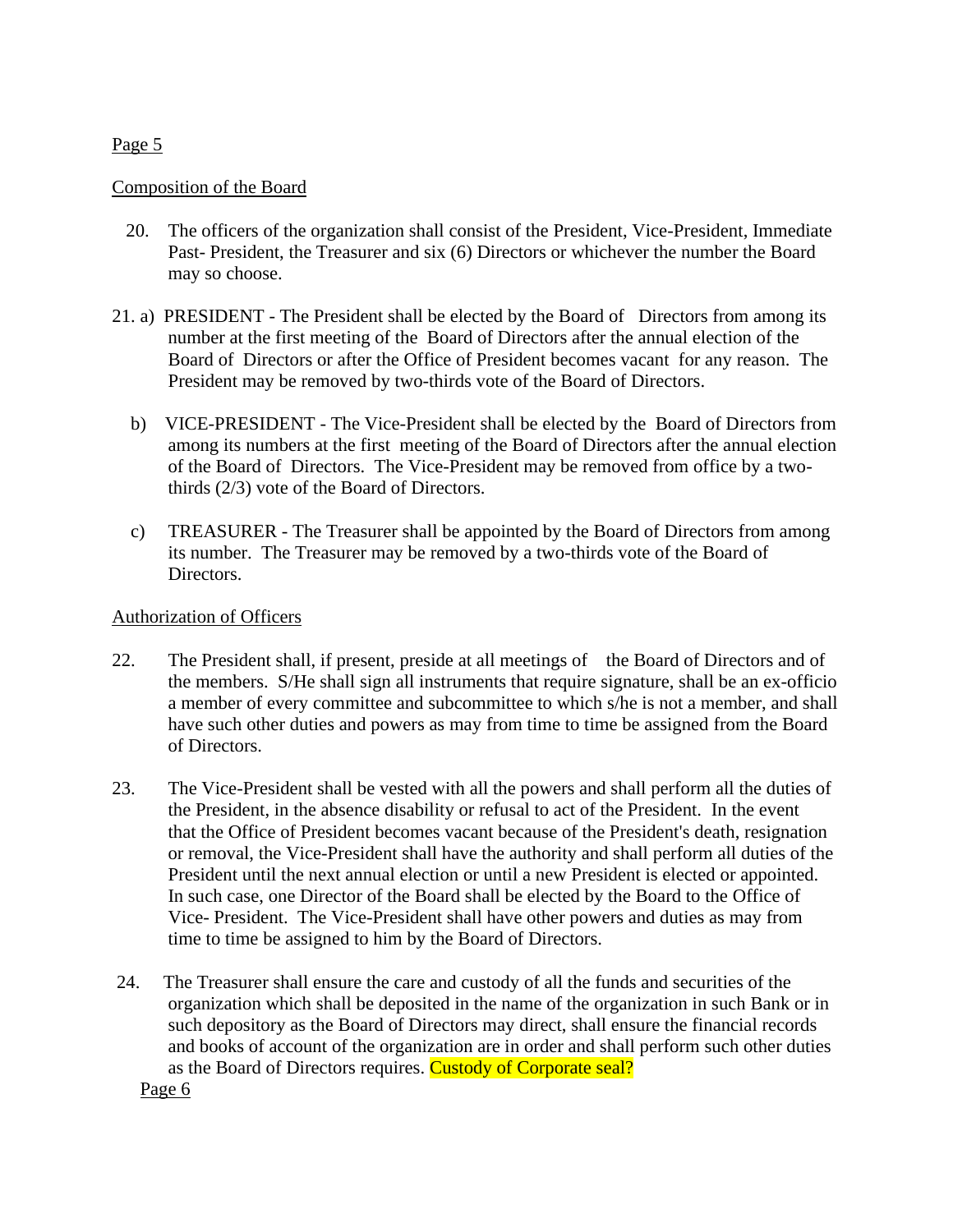Composition of the Board

20. The officers of the organization shall consist of the President, Vice-President, Immediate Past- President, the Treasurer and six (6) Directors or whichever the number the Board may so choose.

21. a) PRESIDENT - The President shall be elected by the Board of Directors from among its number at the first meeting of the Board of Directors after the annual election of the Board of Directors or after the Office of President becomes vacant for any reason. The President may be removed by two-thirds vote of the Board of Directors.

b) VICE-PRESIDENT - The Vice-President shall be elected by the Board of Directors from among its numbers at the first meeting of the Board of Directors after the annual election of the Board of Directors. The Vice-President may be removed from office by a two-thirds (2/3) vote of the Board of Directors.

c) TREASURER - The Treasurer shall be appointed by the Board of Directors from among its number. The Treasurer may be removed by a two-thirds vote of the Board of Directors.

Authorization of Officers

22. The President shall, if present, preside at all meetings of the Board of Directors and of the members. S/He shall sign all instruments that require signature, shall be an ex-officio a member of every committee and subcommittee to which s/he is not a member, and shall have such other duties and powers as may from time to time be assigned from the Board of Directors.

23. The Vice-President shall be vested with all the powers and shall perform all the duties of the President, in the absence disability or refusal to act of the President. In the event that the Office of President becomes vacant because of the President's death, resignation or removal, the Vice-President shall have the authority and shall perform all duties of the President until the next annual election or until a new President is elected or appointed. In such case, one Director of the Board shall be elected by the Board to the Office of Vice- President. The Vice-President shall have other powers and duties as may from time to time be assigned to him by the Board of Directors.

24. The Treasurer shall ensure the care and custody of all the funds and securities of the organization which shall be deposited in the name of the organization in such Bank or in such depository as the Board of Directors may direct, shall ensure the financial records and books of account of the organization are in order and shall perform such other duties as the Board of Directors requires. Custody of Corporate seal?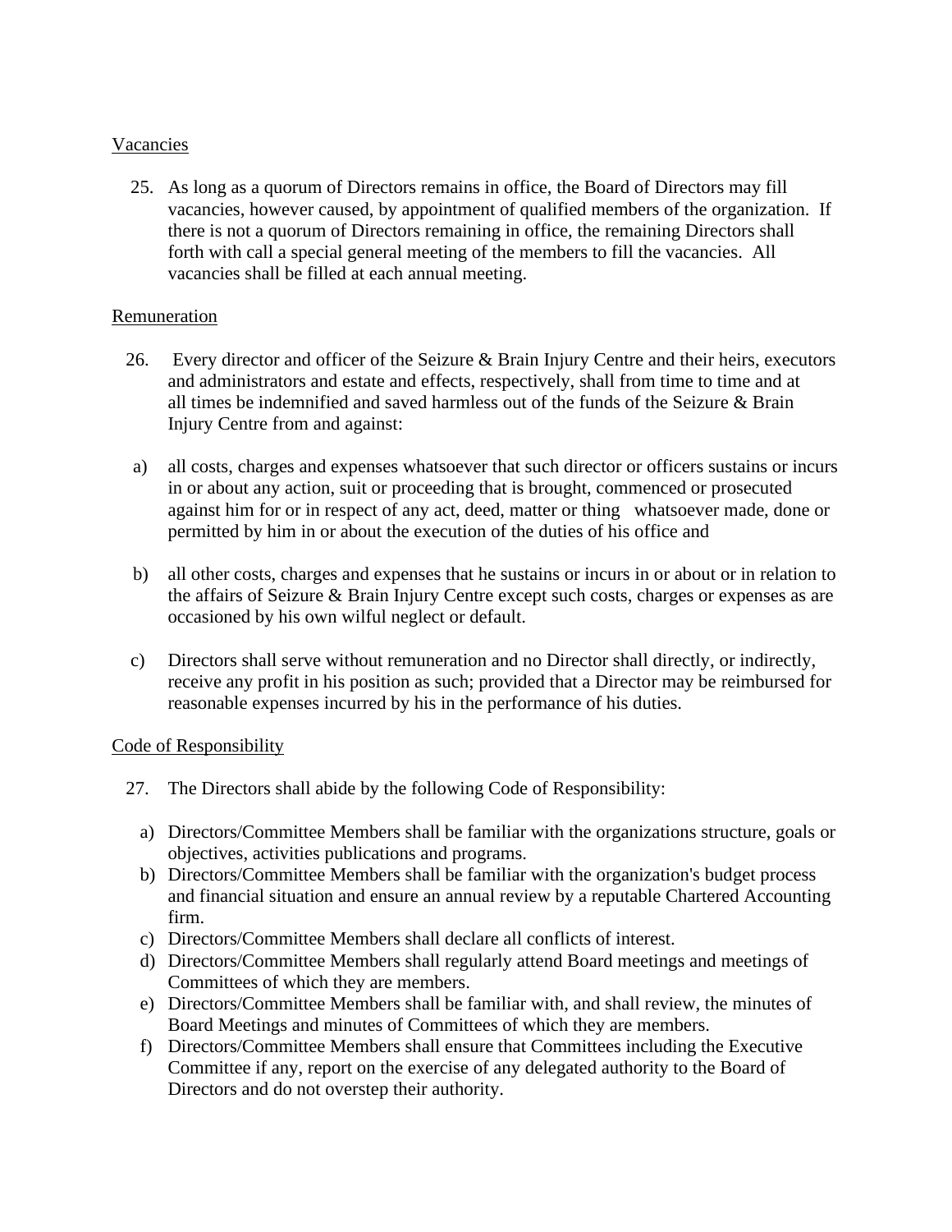<u>Vacancies</u>

25. As long as a quorum of Directors remains in office, the Board of Directors may fill vacancies, however caused, by appointment of qualified members of the organization. If there is not a quorum of Directors remaining in office, the remaining Directors shall forth with call a special general meeting of the members to fill the vacancies. All vacancies shall be filled at each annual meeting.

<u>Remuneration</u>

26. Every director and officer of the Seizure & Brain Injury Centre and their heirs, executors and administrators and estate and effects, respectively, shall from time to time and at all times be indemnified and saved harmless out of the funds of the Seizure & Brain Injury Centre from and against:

a) all costs, charges and expenses whatsoever that such director or officers sustains or incurs in or about any action, suit or proceeding that is brought, commenced or prosecuted against him for or in respect of any act, deed, matter or thing whatsoever made, done or permitted by him in or about the execution of the duties of his office and

b) all other costs, charges and expenses that he sustains or incurs in or about or in relation to the affairs of Seizure & Brain Injury Centre except such costs, charges or expenses as are occasioned by his own wilful neglect or default.

c) Directors shall serve without remuneration and no Director shall directly, or indirectly, receive any profit in his position as such; provided that a Director may be reimbursed for reasonable expenses incurred by his in the performance of his duties.

<u>Code of Responsibility</u>

27. The Directors shall abide by the following Code of Responsibility:

a) Directors/Committee Members shall be familiar with the organizations structure, goals or objectives, activities publications and programs.
b) Directors/Committee Members shall be familiar with the organization's budget process and financial situation and ensure an annual review by a reputable Chartered Accounting firm.
c) Directors/Committee Members shall declare all conflicts of interest.
d) Directors/Committee Members shall regularly attend Board meetings and meetings of Committees of which they are members.
e) Directors/Committee Members shall be familiar with, and shall review, the minutes of Board Meetings and minutes of Committees of which they are members.
f) Directors/Committee Members shall ensure that Committees including the Executive Committee if any, report on the exercise of any delegated authority to the Board of Directors and do not overstep their authority.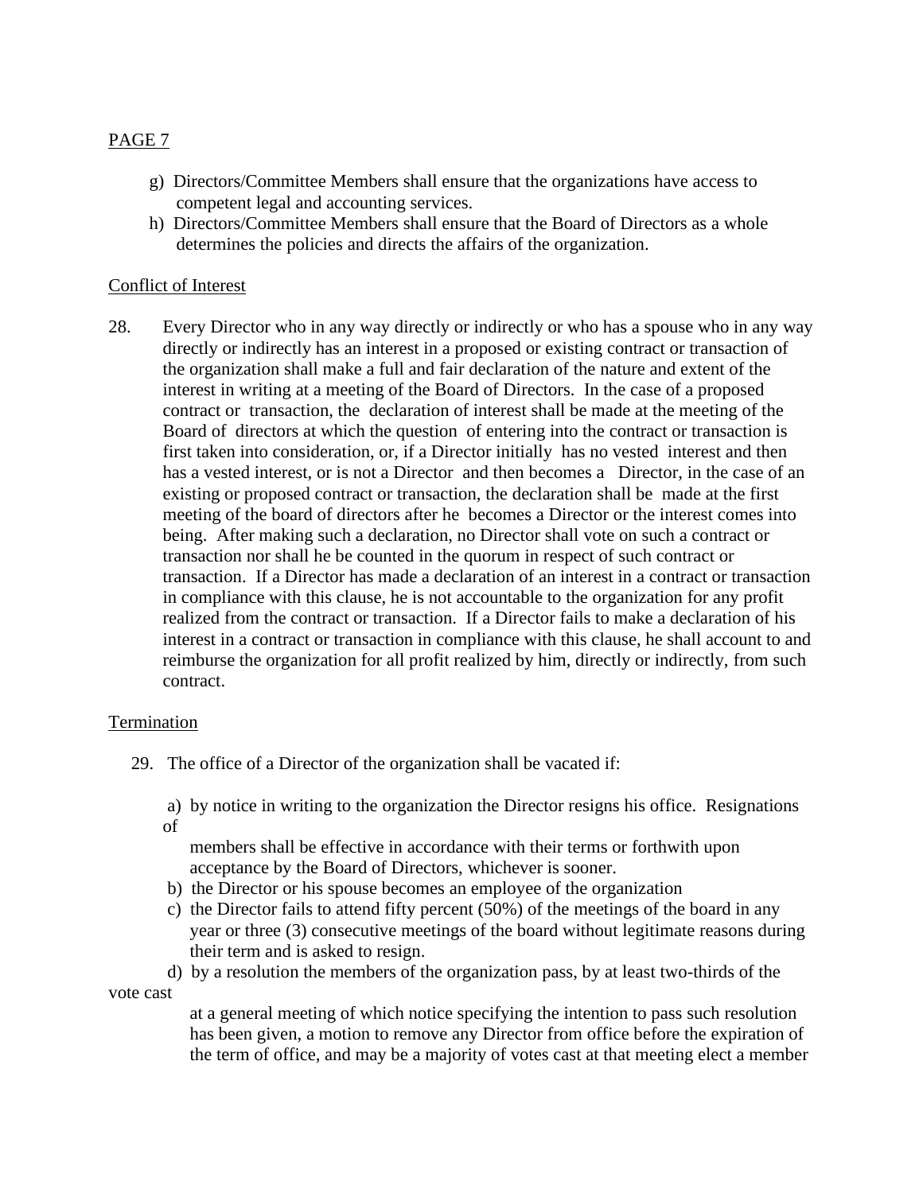g) Directors/Committee Members shall ensure that the organizations have access to competent legal and accounting services.

h) Directors/Committee Members shall ensure that the Board of Directors as a whole determines the policies and directs the affairs of the organization.

Conflict of Interest

28. Every Director who in any way directly or indirectly or who has a spouse who in any way directly or indirectly has an interest in a proposed or existing contract or transaction of the organization shall make a full and fair declaration of the nature and extent of the interest in writing at a meeting of the Board of Directors. In the case of a proposed contract or transaction, the declaration of interest shall be made at the meeting of the Board of directors at which the question of entering into the contract or transaction is first taken into consideration, or, if a Director initially has no vested interest and then has a vested interest, or is not a Director and then becomes a Director, in the case of an existing or proposed contract or transaction, the declaration shall be made at the first meeting of the board of directors after he becomes a Director or the interest comes into being. After making such a declaration, no Director shall vote on such a contract or transaction nor shall he be counted in the quorum in respect of such contract or transaction. If a Director has made a declaration of an interest in a contract or transaction in compliance with this clause, he is not accountable to the organization for any profit realized from the contract or transaction. If a Director fails to make a declaration of his interest in a contract or transaction in compliance with this clause, he shall account to and reimburse the organization for all profit realized by him, directly or indirectly, from such contract.

Termination

29. The office of a Director of the organization shall be vacated if:

a) by notice in writing to the organization the Director resigns his office. Resignations of members shall be effective in accordance with their terms or forthwith upon acceptance by the Board of Directors, whichever is sooner.

b) the Director or his spouse becomes an employee of the organization

c) the Director fails to attend fifty percent (50%) of the meetings of the board in any year or three (3) consecutive meetings of the board without legitimate reasons during their term and is asked to resign.

d) by a resolution the members of the organization pass, by at least two-thirds of the vote cast at a general meeting of which notice specifying the intention to pass such resolution has been given, a motion to remove any Director from office before the expiration of the term of office, and may be a majority of votes cast at that meeting elect a member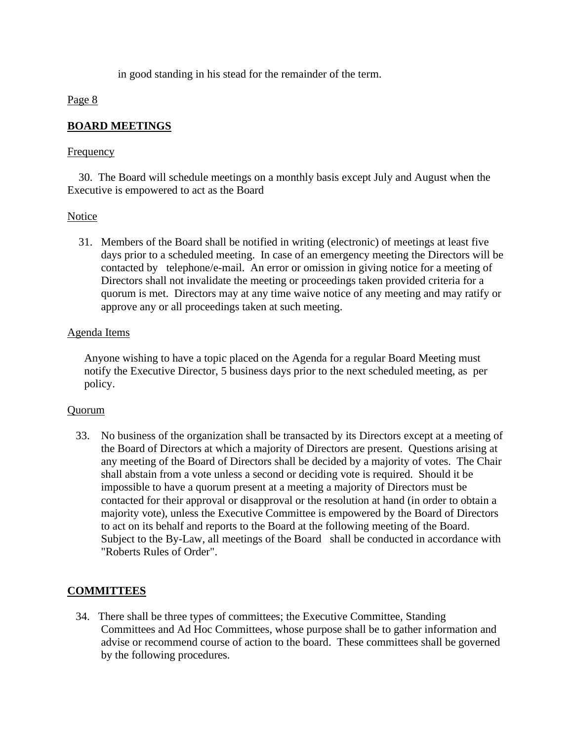in good standing in his stead for the remainder of the term.

Page 8

## BOARD MEETINGS

Frequency

30. The Board will schedule meetings on a monthly basis except July and August when the Executive is empowered to act as the Board

Notice

31. Members of the Board shall be notified in writing (electronic) of meetings at least five days prior to a scheduled meeting. In case of an emergency meeting the Directors will be contacted by telephone/e-mail. An error or omission in giving notice for a meeting of Directors shall not invalidate the meeting or proceedings taken provided criteria for a quorum is met. Directors may at any time waive notice of any meeting and may ratify or approve any or all proceedings taken at such meeting.

Agenda Items

Anyone wishing to have a topic placed on the Agenda for a regular Board Meeting must notify the Executive Director, 5 business days prior to the next scheduled meeting, as per policy.

Quorum

33. No business of the organization shall be transacted by its Directors except at a meeting of the Board of Directors at which a majority of Directors are present. Questions arising at any meeting of the Board of Directors shall be decided by a majority of votes. The Chair shall abstain from a vote unless a second or deciding vote is required. Should it be impossible to have a quorum present at a meeting a majority of Directors must be contacted for their approval or disapproval or the resolution at hand (in order to obtain a majority vote), unless the Executive Committee is empowered by the Board of Directors to act on its behalf and reports to the Board at the following meeting of the Board. Subject to the By-Law, all meetings of the Board shall be conducted in accordance with "Roberts Rules of Order".

## COMMITTEES

34. There shall be three types of committees; the Executive Committee, Standing Committees and Ad Hoc Committees, whose purpose shall be to gather information and advise or recommend course of action to the board. These committees shall be governed by the following procedures.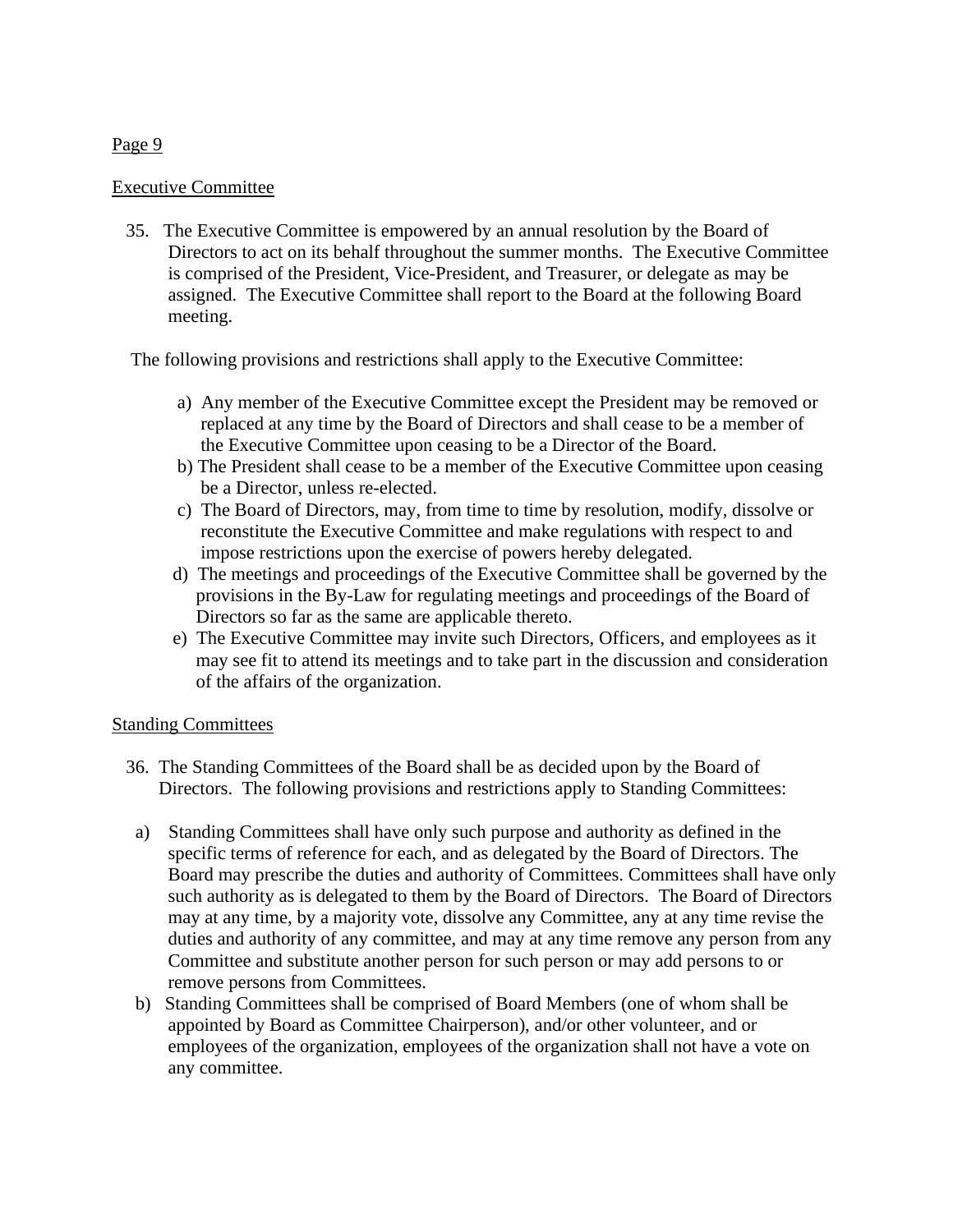## Executive Committee

35. The Executive Committee is empowered by an annual resolution by the Board of Directors to act on its behalf throughout the summer months. The Executive Committee is comprised of the President, Vice-President, and Treasurer, or delegate as may be assigned. The Executive Committee shall report to the Board at the following Board meeting.

The following provisions and restrictions shall apply to the Executive Committee:

a) Any member of the Executive Committee except the President may be removed or replaced at any time by the Board of Directors and shall cease to be a member of the Executive Committee upon ceasing to be a Director of the Board.
b) The President shall cease to be a member of the Executive Committee upon ceasing be a Director, unless re-elected.
c) The Board of Directors, may, from time to time by resolution, modify, dissolve or reconstitute the Executive Committee and make regulations with respect to and impose restrictions upon the exercise of powers hereby delegated.
d) The meetings and proceedings of the Executive Committee shall be governed by the provisions in the By-Law for regulating meetings and proceedings of the Board of Directors so far as the same are applicable thereto.
e) The Executive Committee may invite such Directors, Officers, and employees as it may see fit to attend its meetings and to take part in the discussion and consideration of the affairs of the organization.

## Standing Committees

36. The Standing Committees of the Board shall be as decided upon by the Board of Directors. The following provisions and restrictions apply to Standing Committees:

a) Standing Committees shall have only such purpose and authority as defined in the specific terms of reference for each, and as delegated by the Board of Directors. The Board may prescribe the duties and authority of Committees. Committees shall have only such authority as is delegated to them by the Board of Directors. The Board of Directors may at any time, by a majority vote, dissolve any Committee, any at any time revise the duties and authority of any committee, and may at any time remove any person from any Committee and substitute another person for such person or may add persons to or remove persons from Committees.
b) Standing Committees shall be comprised of Board Members (one of whom shall be appointed by Board as Committee Chairperson), and/or other volunteer, and or employees of the organization, employees of the organization shall not have a vote on any committee.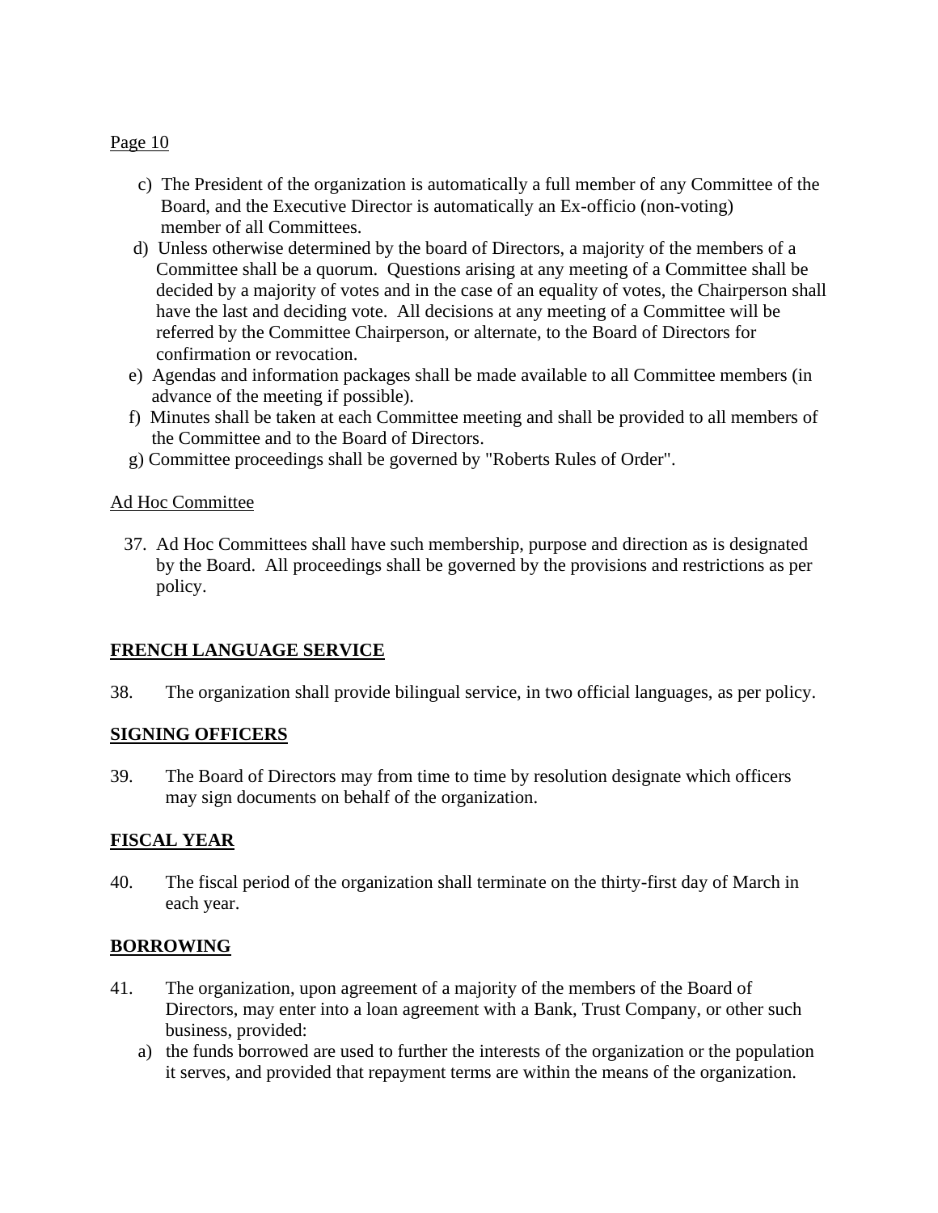c) The President of the organization is automatically a full member of any Committee of the Board, and the Executive Director is automatically an Ex-officio (non-voting) member of all Committees.

d) Unless otherwise determined by the board of Directors, a majority of the members of a Committee shall be a quorum. Questions arising at any meeting of a Committee shall be decided by a majority of votes and in the case of an equality of votes, the Chairperson shall have the last and deciding vote. All decisions at any meeting of a Committee will be referred by the Committee Chairperson, or alternate, to the Board of Directors for confirmation or revocation.

e) Agendas and information packages shall be made available to all Committee members (in advance of the meeting if possible).

f) Minutes shall be taken at each Committee meeting and shall be provided to all members of the Committee and to the Board of Directors.

g) Committee proceedings shall be governed by "Roberts Rules of Order".

Ad Hoc Committee

37. Ad Hoc Committees shall have such membership, purpose and direction as is designated by the Board. All proceedings shall be governed by the provisions and restrictions as per policy.

## FRENCH LANGUAGE SERVICE

38. The organization shall provide bilingual service, in two official languages, as per policy.

## SIGNING OFFICERS

39. The Board of Directors may from time to time by resolution designate which officers may sign documents on behalf of the organization.

## FISCAL YEAR

40. The fiscal period of the organization shall terminate on the thirty-first day of March in each year.

## BORROWING

41. The organization, upon agreement of a majority of the members of the Board of Directors, may enter into a loan agreement with a Bank, Trust Company, or other such business, provided:

   a) the funds borrowed are used to further the interests of the organization or the population it serves, and provided that repayment terms are within the means of the organization.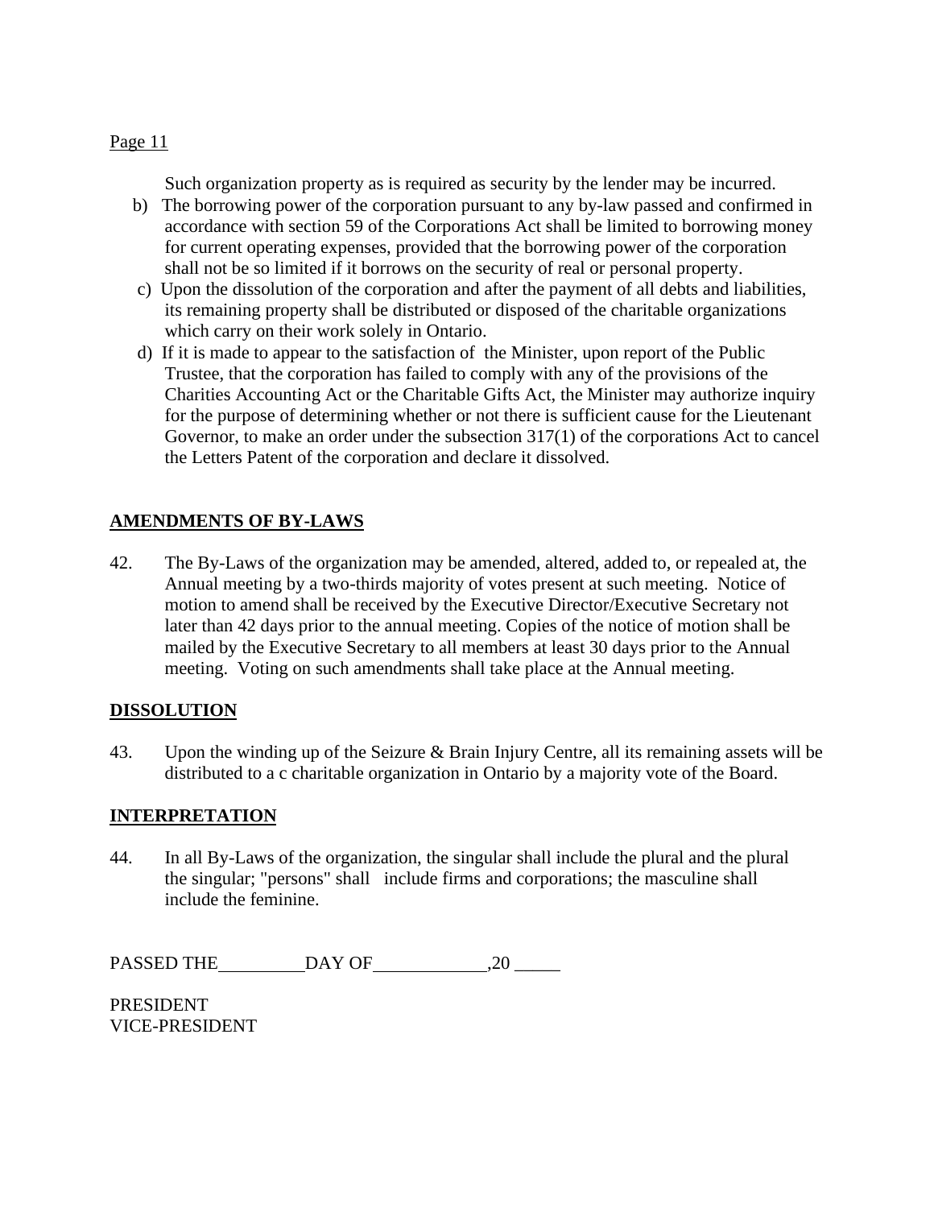Such organization property as is required as security by the lender may be incurred.

b) The borrowing power of the corporation pursuant to any by-law passed and confirmed in accordance with section 59 of the Corporations Act shall be limited to borrowing money for current operating expenses, provided that the borrowing power of the corporation shall not be so limited if it borrows on the security of real or personal property.

c) Upon the dissolution of the corporation and after the payment of all debts and liabilities, its remaining property shall be distributed or disposed of the charitable organizations which carry on their work solely in Ontario.

d) If it is made to appear to the satisfaction of the Minister, upon report of the Public Trustee, that the corporation has failed to comply with any of the provisions of the Charities Accounting Act or the Charitable Gifts Act, the Minister may authorize inquiry for the purpose of determining whether or not there is sufficient cause for the Lieutenant Governor, to make an order under the subsection 317(1) of the corporations Act to cancel the Letters Patent of the corporation and declare it dissolved.

**AMENDMENTS OF BY-LAWS**

42. The By-Laws of the organization may be amended, altered, added to, or repealed at, the Annual meeting by a two-thirds majority of votes present at such meeting. Notice of motion to amend shall be received by the Executive Director/Executive Secretary not later than 42 days prior to the annual meeting. Copies of the notice of motion shall be mailed by the Executive Secretary to all members at least 30 days prior to the Annual meeting. Voting on such amendments shall take place at the Annual meeting.

**DISSOLUTION**

43. Upon the winding up of the Seizure & Brain Injury Centre, all its remaining assets will be distributed to a c charitable organization in Ontario by a majority vote of the Board.

**INTERPRETATION**

44. In all By-Laws of the organization, the singular shall include the plural and the plural the singular; "persons" shall include firms and corporations; the masculine shall include the feminine.

PASSED THE__________DAY OF____________,20 _____

PRESIDENT
VICE-PRESIDENT